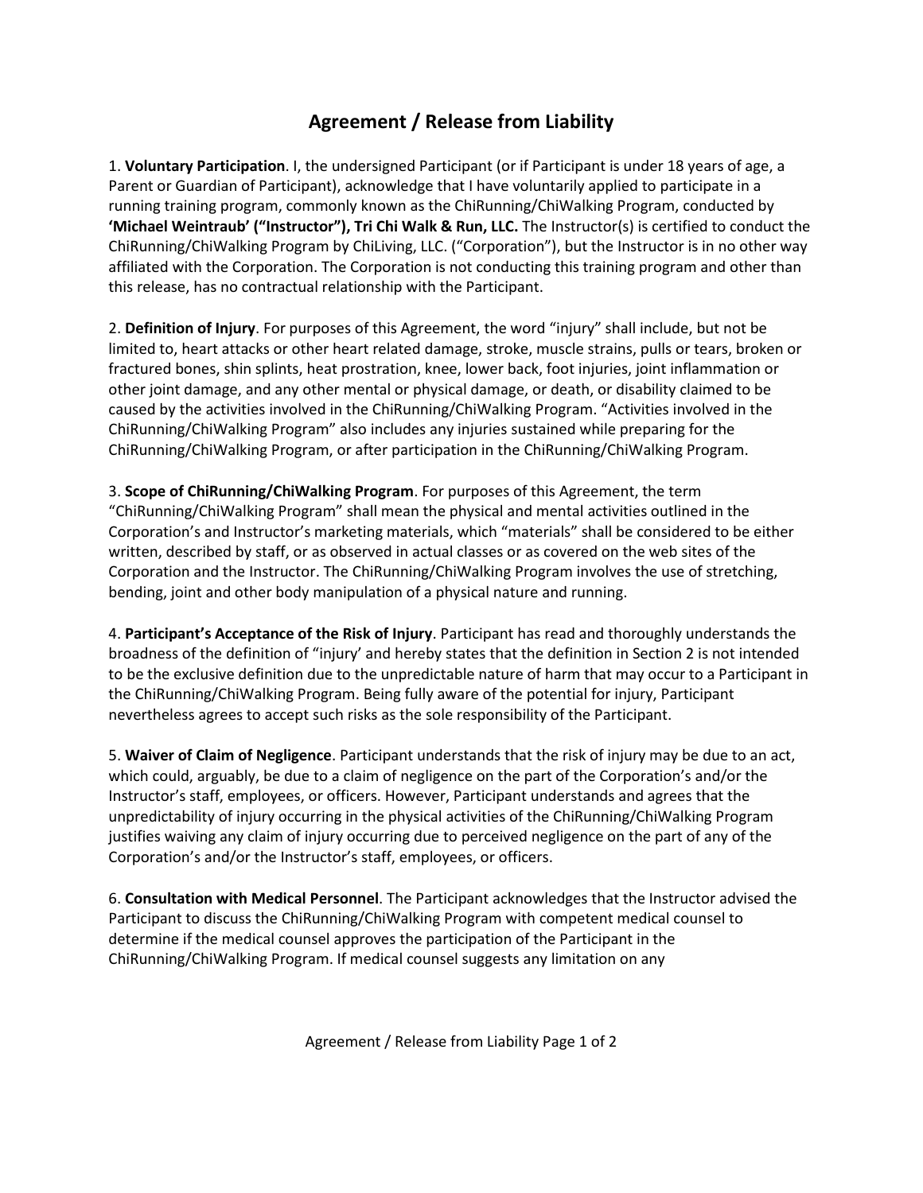# Agreement / Release from Liability

1. **Voluntary Participation**. I, the undersigned Participant (or if Participant is under 18 years of age, a Parent or Guardian of Participant), acknowledge that I have voluntarily applied to participate in a running training program, commonly known as the ChiRunning/ChiWalking Program, conducted by **'Michael Weintraub' ("Instructor"), Tri Chi Walk & Run, LLC.** The Instructor(s) is certified to conduct the ChiRunning/ChiWalking Program by ChiLiving, LLC. ("Corporation"), but the Instructor is in no other way affiliated with the Corporation. The Corporation is not conducting this training program and other than this release, has no contractual relationship with the Participant.

2. **Definition of Injury**. For purposes of this Agreement, the word "injury" shall include, but not be limited to, heart attacks or other heart related damage, stroke, muscle strains, pulls or tears, broken or fractured bones, shin splints, heat prostration, knee, lower back, foot injuries, joint inflammation or other joint damage, and any other mental or physical damage, or death, or disability claimed to be caused by the activities involved in the ChiRunning/ChiWalking Program. "Activities involved in the ChiRunning/ChiWalking Program" also includes any injuries sustained while preparing for the ChiRunning/ChiWalking Program, or after participation in the ChiRunning/ChiWalking Program.

3. **Scope of ChiRunning/ChiWalking Program**. For purposes of this Agreement, the term "ChiRunning/ChiWalking Program" shall mean the physical and mental activities outlined in the Corporation's and Instructor's marketing materials, which "materials" shall be considered to be either written, described by staff, or as observed in actual classes or as covered on the web sites of the Corporation and the Instructor. The ChiRunning/ChiWalking Program involves the use of stretching, bending, joint and other body manipulation of a physical nature and running.

4. **Participant's Acceptance of the Risk of Injury**. Participant has read and thoroughly understands the broadness of the definition of "injury' and hereby states that the definition in Section 2 is not intended to be the exclusive definition due to the unpredictable nature of harm that may occur to a Participant in the ChiRunning/ChiWalking Program. Being fully aware of the potential for injury, Participant nevertheless agrees to accept such risks as the sole responsibility of the Participant.

5. **Waiver of Claim of Negligence**. Participant understands that the risk of injury may be due to an act, which could, arguably, be due to a claim of negligence on the part of the Corporation's and/or the Instructor's staff, employees, or officers. However, Participant understands and agrees that the unpredictability of injury occurring in the physical activities of the ChiRunning/ChiWalking Program justifies waiving any claim of injury occurring due to perceived negligence on the part of any of the Corporation's and/or the Instructor's staff, employees, or officers.

6. **Consultation with Medical Personnel**. The Participant acknowledges that the Instructor advised the Participant to discuss the ChiRunning/ChiWalking Program with competent medical counsel to determine if the medical counsel approves the participation of the Participant in the ChiRunning/ChiWalking Program. If medical counsel suggests any limitation on any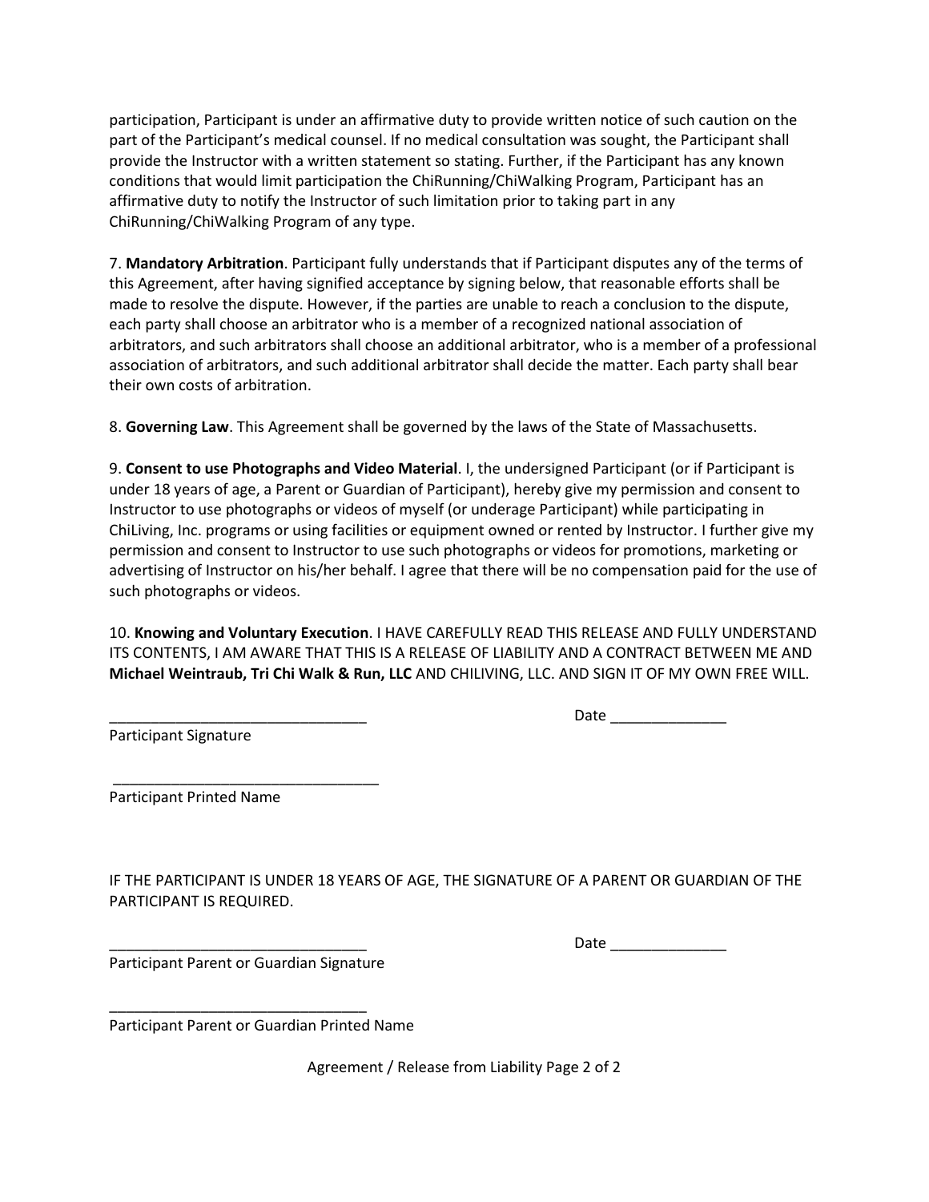participation, Participant is under an affirmative duty to provide written notice of such caution on the part of the Participant's medical counsel. If no medical consultation was sought, the Participant shall provide the Instructor with a written statement so stating. Further, if the Participant has any known conditions that would limit participation the ChiRunning/ChiWalking Program, Participant has an affirmative duty to notify the Instructor of such limitation prior to taking part in any ChiRunning/ChiWalking Program of any type.

7. **Mandatory Arbitration**. Participant fully understands that if Participant disputes any of the terms of this Agreement, after having signified acceptance by signing below, that reasonable efforts shall be made to resolve the dispute. However, if the parties are unable to reach a conclusion to the dispute, each party shall choose an arbitrator who is a member of a recognized national association of arbitrators, and such arbitrators shall choose an additional arbitrator, who is a member of a professional association of arbitrators, and such additional arbitrator shall decide the matter. Each party shall bear their own costs of arbitration.

8. **Governing Law**. This Agreement shall be governed by the laws of the State of Massachusetts.

9. **Consent to use Photographs and Video Material**. I, the undersigned Participant (or if Participant is under 18 years of age, a Parent or Guardian of Participant), hereby give my permission and consent to Instructor to use photographs or videos of myself (or underage Participant) while participating in ChiLiving, Inc. programs or using facilities or equipment owned or rented by Instructor. I further give my permission and consent to Instructor to use such photographs or videos for promotions, marketing or advertising of Instructor on his/her behalf. I agree that there will be no compensation paid for the use of such photographs or videos.

10. **Knowing and Voluntary Execution**. I HAVE CAREFULLY READ THIS RELEASE AND FULLY UNDERSTAND ITS CONTENTS, I AM AWARE THAT THIS IS A RELEASE OF LIABILITY AND A CONTRACT BETWEEN ME AND **Michael Weintraub, Tri Chi Walk & Run, LLC** AND CHILIVING, LLC. AND SIGN IT OF MY OWN FREE WILL.

_______________________________ Date ______________

Participant Signature

_________________________________

Participant Printed Name

IF THE PARTICIPANT IS UNDER 18 YEARS OF AGE, THE SIGNATURE OF A PARENT OR GUARDIAN OF THE PARTICIPANT IS REQUIRED.

_______________________________ Date ______________

Participant Parent or Guardian Signature

_______________________________

Participant Parent or Guardian Printed Name